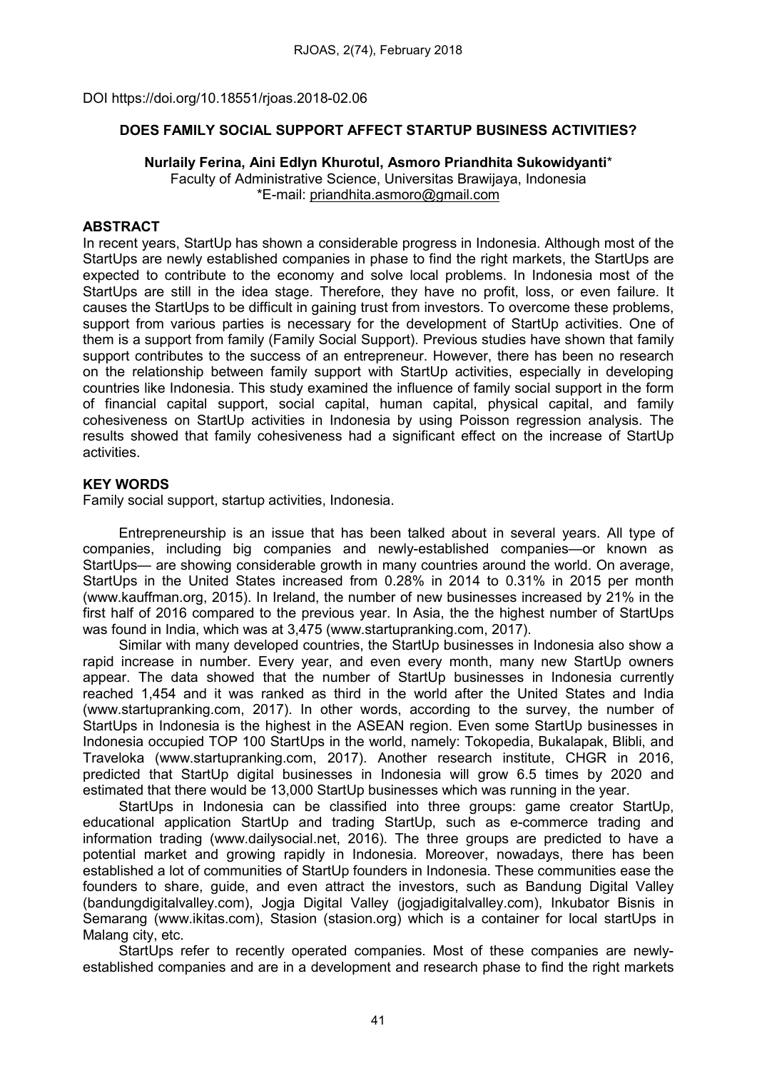DOI https://doi.org/10.18551/rjoas.2018-02.06

# DOES FAMILY SOCIAL SUPPORT AFFECT STARTUP BUSINESS ACTIVITIES?

**Nurlaily Ferina, Aini Edlyn Khurotul, Asmoro Priandhita Sukowidyanti***

Faculty of Administrative Science, Universitas Brawijaya, Indonesia

*E-mail: priandhita.asmoro@gmail.com

## ABSTRACT

In recent years, StartUp has shown a considerable progress in Indonesia. Although most of the StartUps are newly established companies in phase to find the right markets, the StartUps are expected to contribute to the economy and solve local problems. In Indonesia most of the StartUps are still in the idea stage. Therefore, they have no profit, loss, or even failure. It causes the StartUps to be difficult in gaining trust from investors. To overcome these problems, support from various parties is necessary for the development of StartUp activities. One of them is a support from family (Family Social Support). Previous studies have shown that family support contributes to the success of an entrepreneur. However, there has been no research on the relationship between family support with StartUp activities, especially in developing countries like Indonesia. This study examined the influence of family social support in the form of financial capital support, social capital, human capital, physical capital, and family cohesiveness on StartUp activities in Indonesia by using Poisson regression analysis. The results showed that family cohesiveness had a significant effect on the increase of StartUp activities.

## KEY WORDS

Family social support, startup activities, Indonesia.

Entrepreneurship is an issue that has been talked about in several years. All type of companies, including big companies and newly-established companies—or known as StartUps— are showing considerable growth in many countries around the world. On average, StartUps in the United States increased from 0.28% in 2014 to 0.31% in 2015 per month (www.kauffman.org, 2015). In Ireland, the number of new businesses increased by 21% in the first half of 2016 compared to the previous year. In Asia, the the highest number of StartUps was found in India, which was at 3,475 (www.startupranking.com, 2017).

Similar with many developed countries, the StartUp businesses in Indonesia also show a rapid increase in number. Every year, and even every month, many new StartUp owners appear. The data showed that the number of StartUp businesses in Indonesia currently reached 1,454 and it was ranked as third in the world after the United States and India (www.startupranking.com, 2017). In other words, according to the survey, the number of StartUps in Indonesia is the highest in the ASEAN region. Even some StartUp businesses in Indonesia occupied TOP 100 StartUps in the world, namely: Tokopedia, Bukalapak, Blibli, and Traveloka (www.startupranking.com, 2017). Another research institute, CHGR in 2016, predicted that StartUp digital businesses in Indonesia will grow 6.5 times by 2020 and estimated that there would be 13,000 StartUp businesses which was running in the year.

StartUps in Indonesia can be classified into three groups: game creator StartUp, educational application StartUp and trading StartUp, such as e-commerce trading and information trading (www.dailysocial.net, 2016). The three groups are predicted to have a potential market and growing rapidly in Indonesia. Moreover, nowadays, there has been established a lot of communities of StartUp founders in Indonesia. These communities ease the founders to share, guide, and even attract the investors, such as Bandung Digital Valley (bandungdigitalvalley.com), Jogja Digital Valley (jogjadigitalvalley.com), Inkubator Bisnis in Semarang (www.ikitas.com), Stasion (stasion.org) which is a container for local startUps in Malang city, etc.

StartUps refer to recently operated companies. Most of these companies are newly-established companies and are in a development and research phase to find the right markets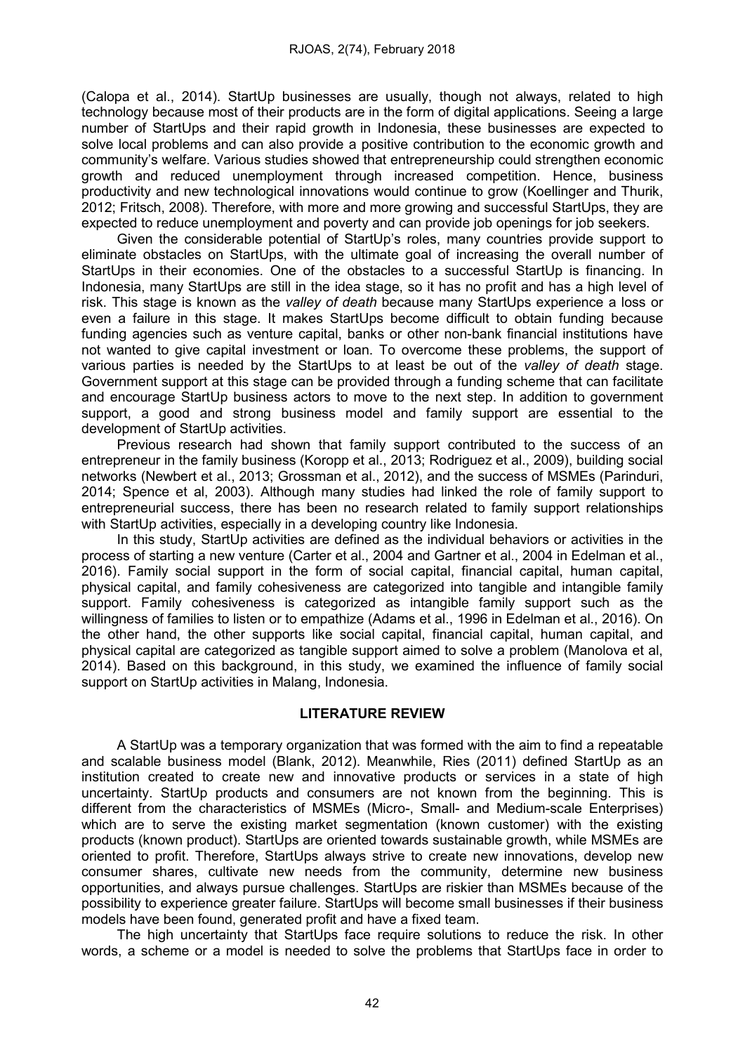(Calopa et al., 2014). StartUp businesses are usually, though not always, related to high technology because most of their products are in the form of digital applications. Seeing a large number of StartUps and their rapid growth in Indonesia, these businesses are expected to solve local problems and can also provide a positive contribution to the economic growth and community's welfare. Various studies showed that entrepreneurship could strengthen economic growth and reduced unemployment through increased competition. Hence, business productivity and new technological innovations would continue to grow (Koellinger and Thurik, 2012; Fritsch, 2008). Therefore, with more and more growing and successful StartUps, they are expected to reduce unemployment and poverty and can provide job openings for job seekers.

Given the considerable potential of StartUp's roles, many countries provide support to eliminate obstacles on StartUps, with the ultimate goal of increasing the overall number of StartUps in their economies. One of the obstacles to a successful StartUp is financing. In Indonesia, many StartUps are still in the idea stage, so it has no profit and has a high level of risk. This stage is known as the *valley of death* because many StartUps experience a loss or even a failure in this stage. It makes StartUps become difficult to obtain funding because funding agencies such as venture capital, banks or other non-bank financial institutions have not wanted to give capital investment or loan. To overcome these problems, the support of various parties is needed by the StartUps to at least be out of the *valley of death* stage. Government support at this stage can be provided through a funding scheme that can facilitate and encourage StartUp business actors to move to the next step. In addition to government support, a good and strong business model and family support are essential to the development of StartUp activities.

Previous research had shown that family support contributed to the success of an entrepreneur in the family business (Koropp et al., 2013; Rodriguez et al., 2009), building social networks (Newbert et al., 2013; Grossman et al., 2012), and the success of MSMEs (Parinduri, 2014; Spence et al, 2003). Although many studies had linked the role of family support to entrepreneurial success, there has been no research related to family support relationships with StartUp activities, especially in a developing country like Indonesia.

In this study, StartUp activities are defined as the individual behaviors or activities in the process of starting a new venture (Carter et al., 2004 and Gartner et al., 2004 in Edelman et al., 2016). Family social support in the form of social capital, financial capital, human capital, physical capital, and family cohesiveness are categorized into tangible and intangible family support. Family cohesiveness is categorized as intangible family support such as the willingness of families to listen or to empathize (Adams et al., 1996 in Edelman et al., 2016). On the other hand, the other supports like social capital, financial capital, human capital, and physical capital are categorized as tangible support aimed to solve a problem (Manolova et al, 2014). Based on this background, in this study, we examined the influence of family social support on StartUp activities in Malang, Indonesia.

## LITERATURE REVIEW

A StartUp was a temporary organization that was formed with the aim to find a repeatable and scalable business model (Blank, 2012). Meanwhile, Ries (2011) defined StartUp as an institution created to create new and innovative products or services in a state of high uncertainty. StartUp products and consumers are not known from the beginning. This is different from the characteristics of MSMEs (Micro-, Small- and Medium-scale Enterprises) which are to serve the existing market segmentation (known customer) with the existing products (known product). StartUps are oriented towards sustainable growth, while MSMEs are oriented to profit. Therefore, StartUps always strive to create new innovations, develop new consumer shares, cultivate new needs from the community, determine new business opportunities, and always pursue challenges. StartUps are riskier than MSMEs because of the possibility to experience greater failure. StartUps will become small businesses if their business models have been found, generated profit and have a fixed team.

The high uncertainty that StartUps face require solutions to reduce the risk. In other words, a scheme or a model is needed to solve the problems that StartUps face in order to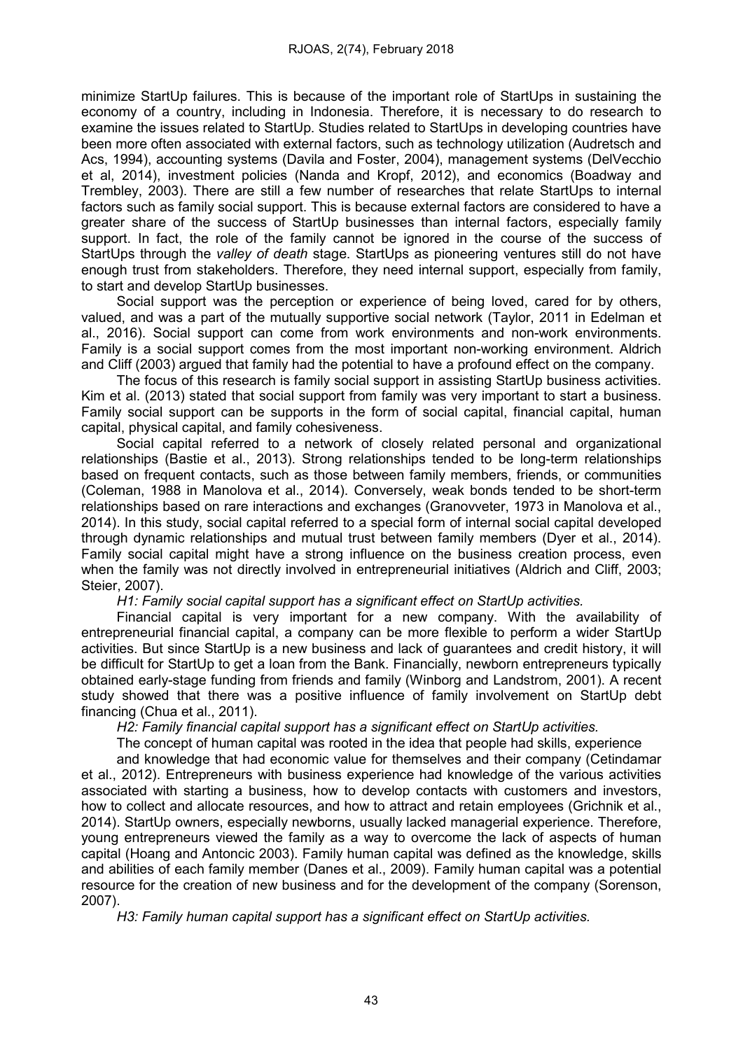minimize StartUp failures. This is because of the important role of StartUps in sustaining the economy of a country, including in Indonesia. Therefore, it is necessary to do research to examine the issues related to StartUp. Studies related to StartUps in developing countries have been more often associated with external factors, such as technology utilization (Audretsch and Acs, 1994), accounting systems (Davila and Foster, 2004), management systems (DelVecchio et al, 2014), investment policies (Nanda and Kropf, 2012), and economics (Boadway and Trembley, 2003). There are still a few number of researches that relate StartUps to internal factors such as family social support. This is because external factors are considered to have a greater share of the success of StartUp businesses than internal factors, especially family support. In fact, the role of the family cannot be ignored in the course of the success of StartUps through the *valley of death* stage. StartUps as pioneering ventures still do not have enough trust from stakeholders. Therefore, they need internal support, especially from family, to start and develop StartUp businesses.

Social support was the perception or experience of being loved, cared for by others, valued, and was a part of the mutually supportive social network (Taylor, 2011 in Edelman et al., 2016). Social support can come from work environments and non-work environments. Family is a social support comes from the most important non-working environment. Aldrich and Cliff (2003) argued that family had the potential to have a profound effect on the company.

The focus of this research is family social support in assisting StartUp business activities. Kim et al. (2013) stated that social support from family was very important to start a business. Family social support can be supports in the form of social capital, financial capital, human capital, physical capital, and family cohesiveness.

Social capital referred to a network of closely related personal and organizational relationships (Bastie et al., 2013). Strong relationships tended to be long-term relationships based on frequent contacts, such as those between family members, friends, or communities (Coleman, 1988 in Manolova et al., 2014). Conversely, weak bonds tended to be short-term relationships based on rare interactions and exchanges (Granovveter, 1973 in Manolova et al., 2014). In this study, social capital referred to a special form of internal social capital developed through dynamic relationships and mutual trust between family members (Dyer et al., 2014). Family social capital might have a strong influence on the business creation process, even when the family was not directly involved in entrepreneurial initiatives (Aldrich and Cliff, 2003; Steier, 2007).

*H1: Family social capital support has a significant effect on StartUp activities.*

Financial capital is very important for a new company. With the availability of entrepreneurial financial capital, a company can be more flexible to perform a wider StartUp activities. But since StartUp is a new business and lack of guarantees and credit history, it will be difficult for StartUp to get a loan from the Bank. Financially, newborn entrepreneurs typically obtained early-stage funding from friends and family (Winborg and Landstrom, 2001). A recent study showed that there was a positive influence of family involvement on StartUp debt financing (Chua et al., 2011).

*H2: Family financial capital support has a significant effect on StartUp activities.*

The concept of human capital was rooted in the idea that people had skills, experience and knowledge that had economic value for themselves and their company (Cetindamar et al., 2012). Entrepreneurs with business experience had knowledge of the various activities associated with starting a business, how to develop contacts with customers and investors, how to collect and allocate resources, and how to attract and retain employees (Grichnik et al., 2014). StartUp owners, especially newborns, usually lacked managerial experience. Therefore, young entrepreneurs viewed the family as a way to overcome the lack of aspects of human capital (Hoang and Antoncic 2003). Family human capital was defined as the knowledge, skills and abilities of each family member (Danes et al., 2009). Family human capital was a potential resource for the creation of new business and for the development of the company (Sorenson, 2007).

*H3: Family human capital support has a significant effect on StartUp activities.*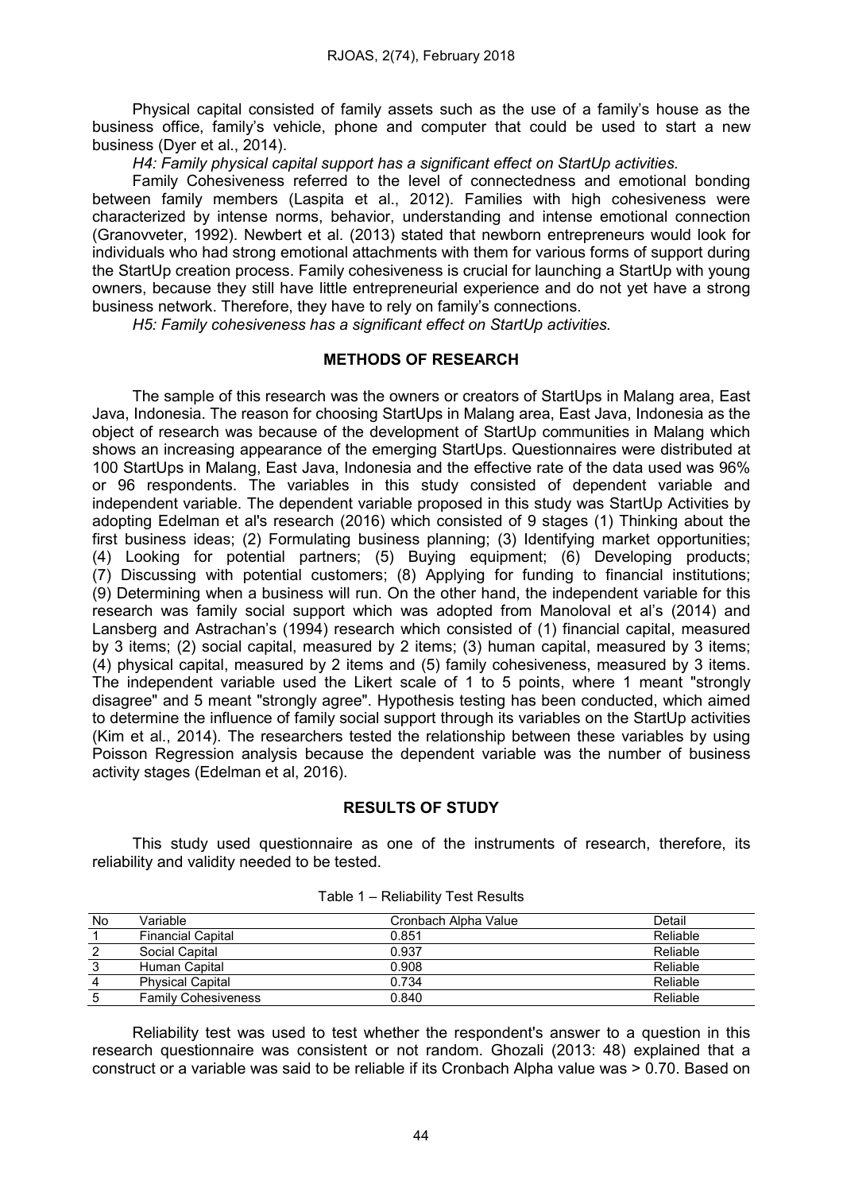Physical capital consisted of family assets such as the use of a family's house as the business office, family's vehicle, phone and computer that could be used to start a new business (Dyer et al., 2014).

*H4: Family physical capital support has a significant effect on StartUp activities.*

Family Cohesiveness referred to the level of connectedness and emotional bonding between family members (Laspita et al., 2012). Families with high cohesiveness were characterized by intense norms, behavior, understanding and intense emotional connection (Granovveter, 1992). Newbert et al. (2013) stated that newborn entrepreneurs would look for individuals who had strong emotional attachments with them for various forms of support during the StartUp creation process. Family cohesiveness is crucial for launching a StartUp with young owners, because they still have little entrepreneurial experience and do not yet have a strong business network. Therefore, they have to rely on family's connections.

*H5: Family cohesiveness has a significant effect on StartUp activities.*

## METHODS OF RESEARCH

The sample of this research was the owners or creators of StartUps in Malang area, East Java, Indonesia. The reason for choosing StartUps in Malang area, East Java, Indonesia as the object of research was because of the development of StartUp communities in Malang which shows an increasing appearance of the emerging StartUps. Questionnaires were distributed at 100 StartUps in Malang, East Java, Indonesia and the effective rate of the data used was 96% or 96 respondents. The variables in this study consisted of dependent variable and independent variable. The dependent variable proposed in this study was StartUp Activities by adopting Edelman et al's research (2016) which consisted of 9 stages (1) Thinking about the first business ideas; (2) Formulating business planning; (3) Identifying market opportunities; (4) Looking for potential partners; (5) Buying equipment; (6) Developing products; (7) Discussing with potential customers; (8) Applying for funding to financial institutions; (9) Determining when a business will run. On the other hand, the independent variable for this research was family social support which was adopted from Manoloval et al's (2014) and Lansberg and Astrachan's (1994) research which consisted of (1) financial capital, measured by 3 items; (2) social capital, measured by 2 items; (3) human capital, measured by 3 items; (4) physical capital, measured by 2 items and (5) family cohesiveness, measured by 3 items. The independent variable used the Likert scale of 1 to 5 points, where 1 meant "strongly disagree" and 5 meant "strongly agree". Hypothesis testing has been conducted, which aimed to determine the influence of family social support through its variables on the StartUp activities (Kim et al., 2014). The researchers tested the relationship between these variables by using Poisson Regression analysis because the dependent variable was the number of business activity stages (Edelman et al, 2016).

## RESULTS OF STUDY

This study used questionnaire as one of the instruments of research, therefore, its reliability and validity needed to be tested.

Table 1 – Reliability Test Results

| No | Variable | Cronbach Alpha Value | Detail |
|---|---|---|---|
| 1 | Financial Capital | 0.851 | Reliable |
| 2 | Social Capital | 0.937 | Reliable |
| 3 | Human Capital | 0.908 | Reliable |
| 4 | Physical Capital | 0.734 | Reliable |
| 5 | Family Cohesiveness | 0.840 | Reliable |

Reliability test was used to test whether the respondent's answer to a question in this research questionnaire was consistent or not random. Ghozali (2013: 48) explained that a construct or a variable was said to be reliable if its Cronbach Alpha value was > 0.70. Based on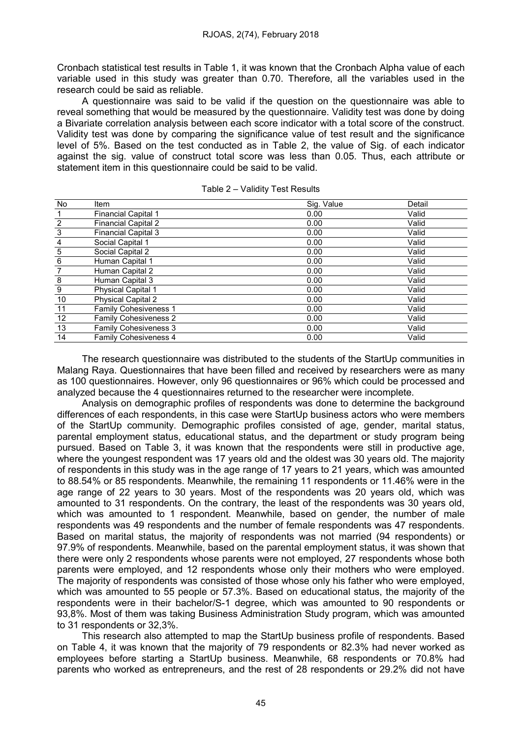Cronbach statistical test results in Table 1, it was known that the Cronbach Alpha value of each variable used in this study was greater than 0.70. Therefore, all the variables used in the research could be said as reliable.

A questionnaire was said to be valid if the question on the questionnaire was able to reveal something that would be measured by the questionnaire. Validity test was done by doing a Bivariate correlation analysis between each score indicator with a total score of the construct. Validity test was done by comparing the significance value of test result and the significance level of 5%. Based on the test conducted as in Table 2, the value of Sig. of each indicator against the sig. value of construct total score was less than 0.05. Thus, each attribute or statement item in this questionnaire could be said to be valid.

Table 2 – Validity Test Results

| No | Item | Sig. Value | Detail |
|---|---|---|---|
| 1 | Financial Capital 1 | 0.00 | Valid |
| 2 | Financial Capital 2 | 0.00 | Valid |
| 3 | Financial Capital 3 | 0.00 | Valid |
| 4 | Social Capital 1 | 0.00 | Valid |
| 5 | Social Capital 2 | 0.00 | Valid |
| 6 | Human Capital 1 | 0.00 | Valid |
| 7 | Human Capital 2 | 0.00 | Valid |
| 8 | Human Capital 3 | 0.00 | Valid |
| 9 | Physical Capital 1 | 0.00 | Valid |
| 10 | Physical Capital 2 | 0.00 | Valid |
| 11 | Family Cohesiveness 1 | 0.00 | Valid |
| 12 | Family Cohesiveness 2 | 0.00 | Valid |
| 13 | Family Cohesiveness 3 | 0.00 | Valid |
| 14 | Family Cohesiveness 4 | 0.00 | Valid |

The research questionnaire was distributed to the students of the StartUp communities in Malang Raya. Questionnaires that have been filled and received by researchers were as many as 100 questionnaires. However, only 96 questionnaires or 96% which could be processed and analyzed because the 4 questionnaires returned to the researcher were incomplete.

Analysis on demographic profiles of respondents was done to determine the background differences of each respondents, in this case were StartUp business actors who were members of the StartUp community. Demographic profiles consisted of age, gender, marital status, parental employment status, educational status, and the department or study program being pursued. Based on Table 3, it was known that the respondents were still in productive age, where the youngest respondent was 17 years old and the oldest was 30 years old. The majority of respondents in this study was in the age range of 17 years to 21 years, which was amounted to 88.54% or 85 respondents. Meanwhile, the remaining 11 respondents or 11.46% were in the age range of 22 years to 30 years. Most of the respondents was 20 years old, which was amounted to 31 respondents. On the contrary, the least of the respondents was 30 years old, which was amounted to 1 respondent. Meanwhile, based on gender, the number of male respondents was 49 respondents and the number of female respondents was 47 respondents. Based on marital status, the majority of respondents was not married (94 respondents) or 97.9% of respondents. Meanwhile, based on the parental employment status, it was shown that there were only 2 respondents whose parents were not employed, 27 respondents whose both parents were employed, and 12 respondents whose only their mothers who were employed. The majority of respondents was consisted of those whose only his father who were employed, which was amounted to 55 people or 57.3%. Based on educational status, the majority of the respondents were in their bachelor/S-1 degree, which was amounted to 90 respondents or 93,8%. Most of them was taking Business Administration Study program, which was amounted to 31 respondents or 32,3%.

This research also attempted to map the StartUp business profile of respondents. Based on Table 4, it was known that the majority of 79 respondents or 82.3% had never worked as employees before starting a StartUp business. Meanwhile, 68 respondents or 70.8% had parents who worked as entrepreneurs, and the rest of 28 respondents or 29.2% did not have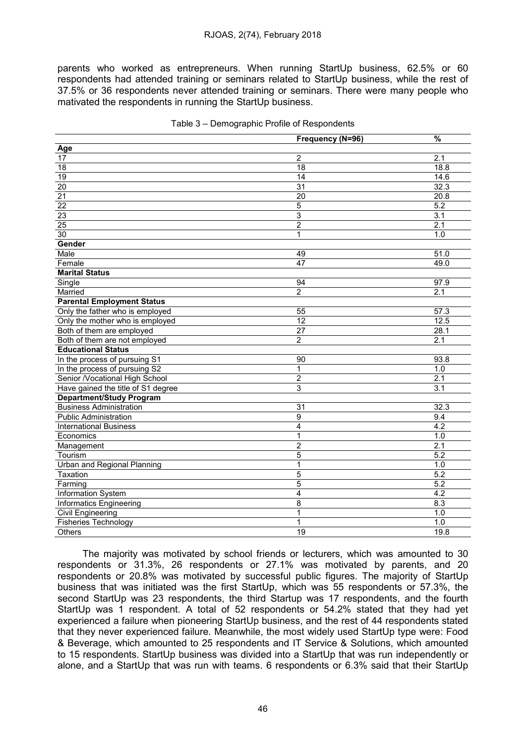parents who worked as entrepreneurs. When running StartUp business, 62.5% or 60 respondents had attended training or seminars related to StartUp business, while the rest of 37.5% or 36 respondents never attended training or seminars. There were many people who mativated the respondents in running the StartUp business.

Table 3 – Demographic Profile of Respondents

| | Frequency (N=96) | % |
|---|---|---|
| **Age** | | |
| 17 | 2 | 2.1 |
| 18 | 18 | 18.8 |
| 19 | 14 | 14.6 |
| 20 | 31 | 32.3 |
| 21 | 20 | 20.8 |
| 22 | 5 | 5.2 |
| 23 | 3 | 3.1 |
| 25 | 2 | 2.1 |
| 30 | 1 | 1.0 |
| **Gender** | | |
| Male | 49 | 51.0 |
| Female | 47 | 49.0 |
| **Marital Status** | | |
| Single | 94 | 97.9 |
| Married | 2 | 2.1 |
| **Parental Employment Status** | | |
| Only the father who is employed | 55 | 57.3 |
| Only the mother who is employed | 12 | 12.5 |
| Both of them are employed | 27 | 28.1 |
| Both of them are not employed | 2 | 2.1 |
| **Educational Status** | | |
| In the process of pursuing S1 | 90 | 93.8 |
| In the process of pursuing S2 | 1 | 1.0 |
| Senior /Vocational High School | 2 | 2.1 |
| Have gained the title of S1 degree | 3 | 3.1 |
| **Department/Study Program** | | |
| Business Administration | 31 | 32.3 |
| Public Administration | 9 | 9.4 |
| International Business | 4 | 4.2 |
| Economics | 1 | 1.0 |
| Management | 2 | 2.1 |
| Tourism | 5 | 5.2 |
| Urban and Regional Planning | 1 | 1.0 |
| Taxation | 5 | 5.2 |
| Farming | 5 | 5.2 |
| Information System | 4 | 4.2 |
| Informatics Engineering | 8 | 8.3 |
| Civil Engineering | 1 | 1.0 |
| Fisheries Technology | 1 | 1.0 |
| Others | 19 | 19.8 |

The majority was motivated by school friends or lecturers, which was amounted to 30 respondents or 31.3%, 26 respondents or 27.1% was motivated by parents, and 20 respondents or 20.8% was motivated by successful public figures. The majority of StartUp business that was initiated was the first StartUp, which was 55 respondents or 57.3%, the second StartUp was 23 respondents, the third Startup was 17 respondents, and the fourth StartUp was 1 respondent. A total of 52 respondents or 54.2% stated that they had yet experienced a failure when pioneering StartUp business, and the rest of 44 respondents stated that they never experienced failure. Meanwhile, the most widely used StartUp type were: Food & Beverage, which amounted to 25 respondents and IT Service & Solutions, which amounted to 15 respondents. StartUp business was divided into a StartUp that was run independently or alone, and a StartUp that was run with teams. 6 respondents or 6.3% said that their StartUp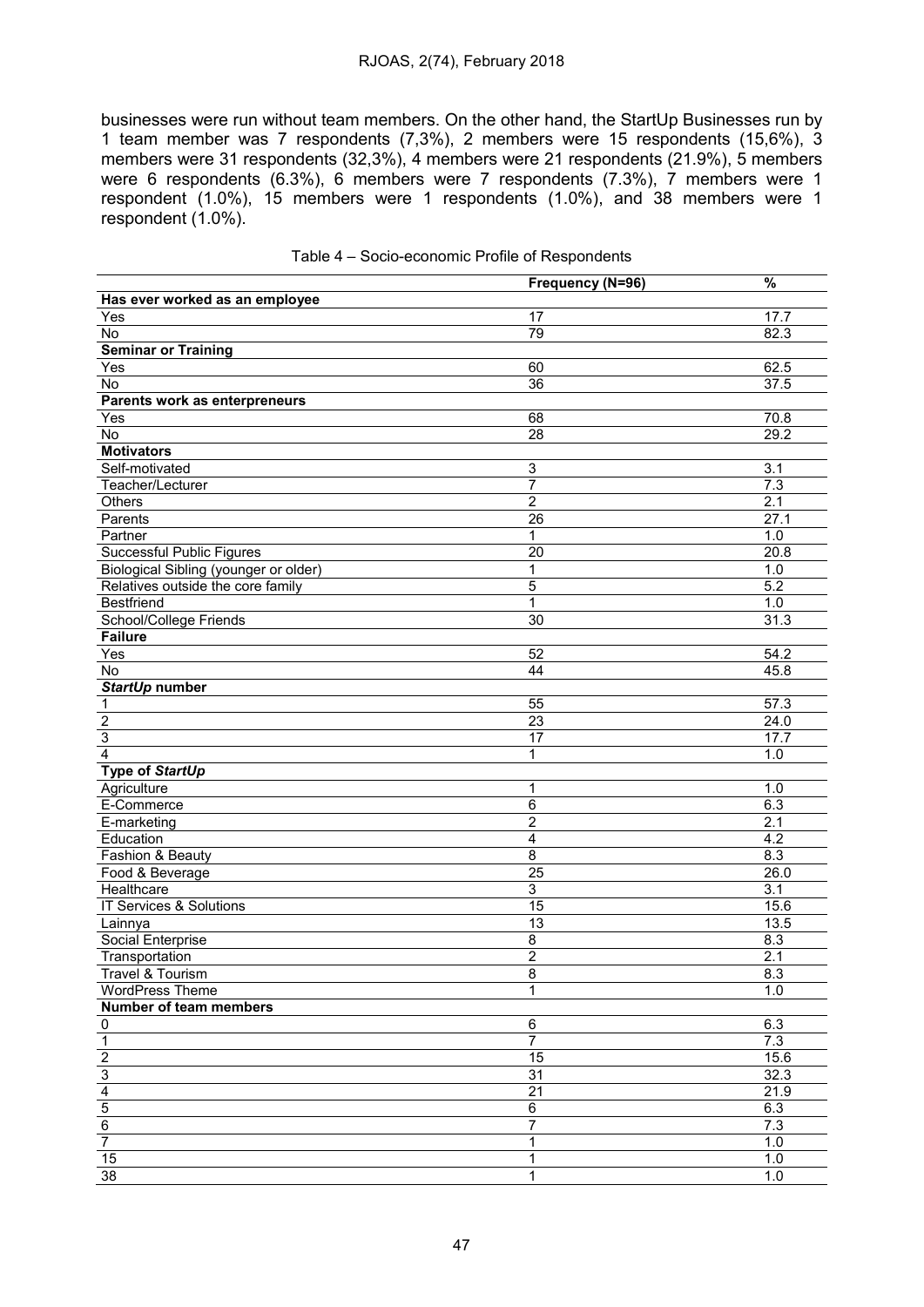businesses were run without team members. On the other hand, the StartUp Businesses run by 1 team member was 7 respondents (7,3%), 2 members were 15 respondents (15,6%), 3 members were 31 respondents (32,3%), 4 members were 21 respondents (21.9%), 5 members were 6 respondents (6.3%), 6 members were 7 respondents (7.3%), 7 members were 1 respondent (1.0%), 15 members were 1 respondents (1.0%), and 38 members were 1 respondent (1.0%).

Table 4 – Socio-economic Profile of Respondents

| | Frequency (N=96) | % |
|---|---|---|
| **Has ever worked as an employee** | | |
| Yes | 17 | 17.7 |
| No | 79 | 82.3 |
| **Seminar or Training** | | |
| Yes | 60 | 62.5 |
| No | 36 | 37.5 |
| **Parents work as enterpreneurs** | | |
| Yes | 68 | 70.8 |
| No | 28 | 29.2 |
| **Motivators** | | |
| Self-motivated | 3 | 3.1 |
| Teacher/Lecturer | 7 | 7.3 |
| Others | 2 | 2.1 |
| Parents | 26 | 27.1 |
| Partner | 1 | 1.0 |
| Successful Public Figures | 20 | 20.8 |
| Biological Sibling (younger or older) | 1 | 1.0 |
| Relatives outside the core family | 5 | 5.2 |
| Bestfriend | 1 | 1.0 |
| School/College Friends | 30 | 31.3 |
| **Failure** | | |
| Yes | 52 | 54.2 |
| No | 44 | 45.8 |
| ***StartUp* number** | | |
| 1 | 55 | 57.3 |
| 2 | 23 | 24.0 |
| 3 | 17 | 17.7 |
| 4 | 1 | 1.0 |
| **Type of *StartUp*** | | |
| Agriculture | 1 | 1.0 |
| E-Commerce | 6 | 6.3 |
| E-marketing | 2 | 2.1 |
| Education | 4 | 4.2 |
| Fashion & Beauty | 8 | 8.3 |
| Food & Beverage | 25 | 26.0 |
| Healthcare | 3 | 3.1 |
| IT Services & Solutions | 15 | 15.6 |
| Lainnya | 13 | 13.5 |
| Social Enterprise | 8 | 8.3 |
| Transportation | 2 | 2.1 |
| Travel & Tourism | 8 | 8.3 |
| WordPress Theme | 1 | 1.0 |
| **Number of team members** | | |
| 0 | 6 | 6.3 |
| 1 | 7 | 7.3 |
| 2 | 15 | 15.6 |
| 3 | 31 | 32.3 |
| 4 | 21 | 21.9 |
| 5 | 6 | 6.3 |
| 6 | 7 | 7.3 |
| 7 | 1 | 1.0 |
| 15 | 1 | 1.0 |
| 38 | 1 | 1.0 |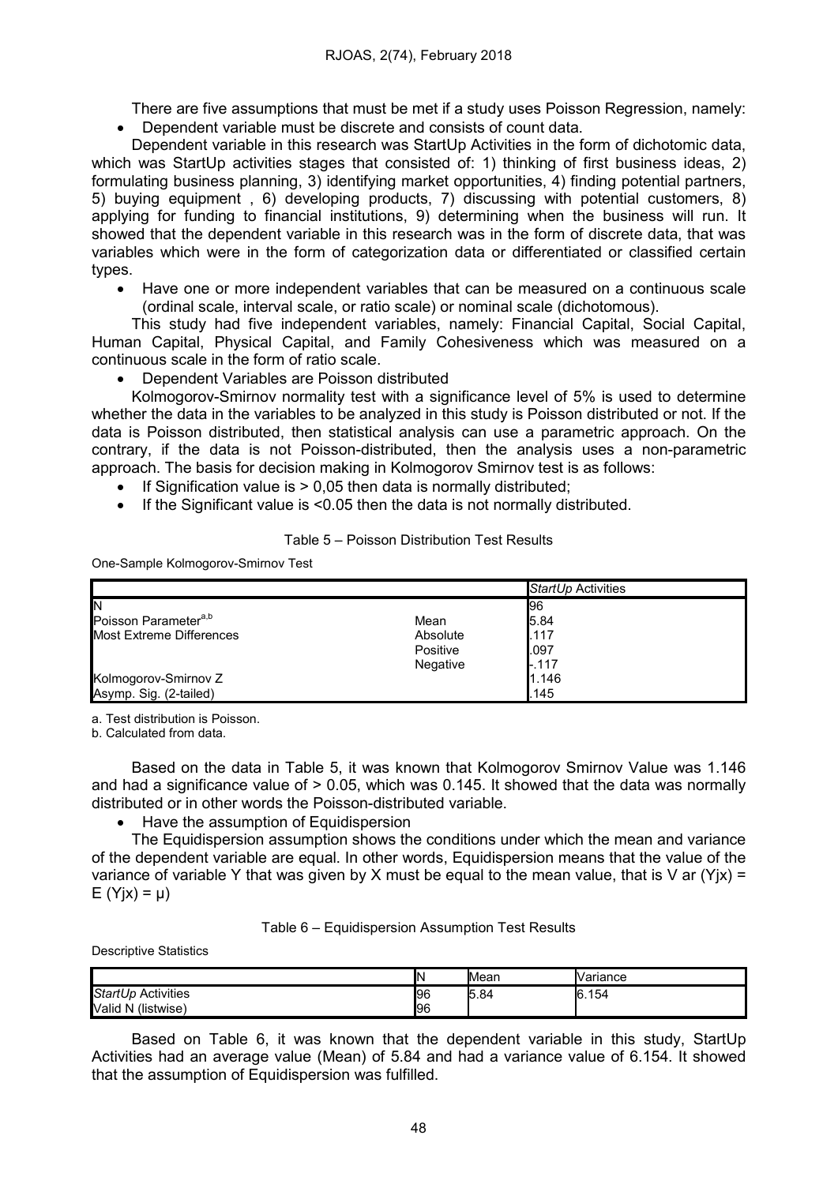There are five assumptions that must be met if a study uses Poisson Regression, namely:

- Dependent variable must be discrete and consists of count data.

Dependent variable in this research was StartUp Activities in the form of dichotomic data, which was StartUp activities stages that consisted of: 1) thinking of first business ideas, 2) formulating business planning, 3) identifying market opportunities, 4) finding potential partners, 5) buying equipment , 6) developing products, 7) discussing with potential customers, 8) applying for funding to financial institutions, 9) determining when the business will run. It showed that the dependent variable in this research was in the form of discrete data, that was variables which were in the form of categorization data or differentiated or classified certain types.

- Have one or more independent variables that can be measured on a continuous scale (ordinal scale, interval scale, or ratio scale) or nominal scale (dichotomous).

This study had five independent variables, namely: Financial Capital, Social Capital, Human Capital, Physical Capital, and Family Cohesiveness which was measured on a continuous scale in the form of ratio scale.

- Dependent Variables are Poisson distributed

Kolmogorov-Smirnov normality test with a significance level of 5% is used to determine whether the data in the variables to be analyzed in this study is Poisson distributed or not. If the data is Poisson distributed, then statistical analysis can use a parametric approach. On the contrary, if the data is not Poisson-distributed, then the analysis uses a non-parametric approach. The basis for decision making in Kolmogorov Smirnov test is as follows:

- If Signification value is > 0,05 then data is normally distributed;
- If the Significant value is <0.05 then the data is not normally distributed.

Table 5 – Poisson Distribution Test Results

One-Sample Kolmogorov-Smirnov Test

| | | *StartUp* Activities |
|---|---|---|
| N | | 96 |
| Poisson Parameter[a,b] | Mean | 5.84 |
| Most Extreme Differences | Absolute | .117 |
| | Positive | .097 |
| | Negative | -.117 |
| Kolmogorov-Smirnov Z | | 1.146 |
| Asymp. Sig. (2-tailed) | | .145 |

a. Test distribution is Poisson.
b. Calculated from data.

Based on the data in Table 5, it was known that Kolmogorov Smirnov Value was 1.146 and had a significance value of > 0.05, which was 0.145. It showed that the data was normally distributed or in other words the Poisson-distributed variable.

- Have the assumption of Equidispersion

The Equidispersion assumption shows the conditions under which the mean and variance of the dependent variable are equal. In other words, Equidispersion means that the value of the variance of variable Y that was given by X must be equal to the mean value, that is V ar (Yjx) = E (Yjx) = μ)

Table 6 – Equidispersion Assumption Test Results

Descriptive Statistics

| | N | Mean | Variance |
|---|---|---|---|
| *StartUp* Activities | 96 | 5.84 | 6.154 |
| Valid N (listwise) | 96 | | |

Based on Table 6, it was known that the dependent variable in this study, StartUp Activities had an average value (Mean) of 5.84 and had a variance value of 6.154. It showed that the assumption of Equidispersion was fulfilled.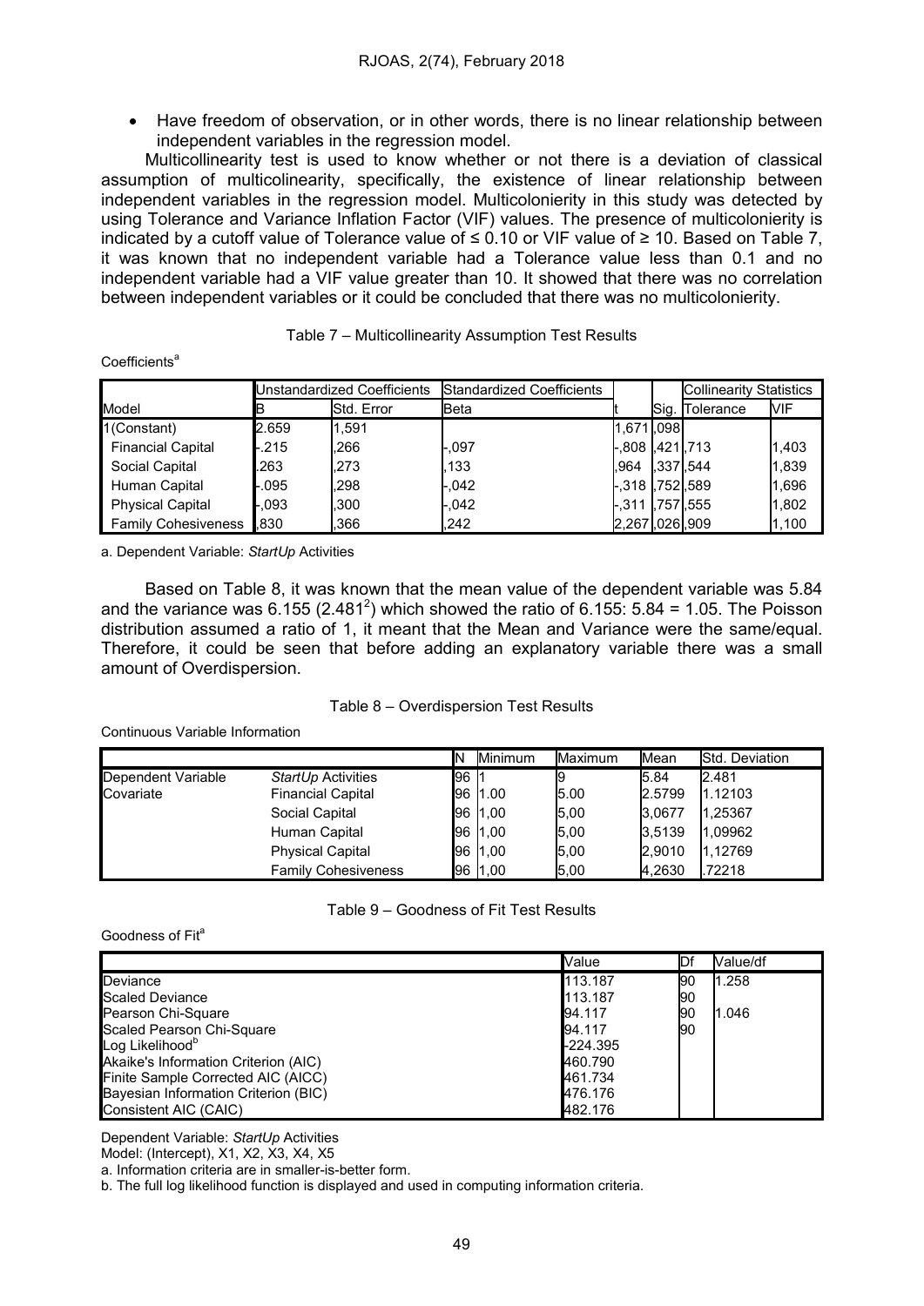- Have freedom of observation, or in other words, there is no linear relationship between independent variables in the regression model.

Multicollinearity test is used to know whether or not there is a deviation of classical assumption of multicolinearity, specifically, the existence of linear relationship between independent variables in the regression model. Multicolonierity in this study was detected by using Tolerance and Variance Inflation Factor (VIF) values. The presence of multicolonierity is indicated by a cutoff value of Tolerance value of ≤ 0.10 or VIF value of ≥ 10. Based on Table 7, it was known that no independent variable had a Tolerance value less than 0.1 and no independent variable had a VIF value greater than 10. It showed that there was no correlation between independent variables or it could be concluded that there was no multicolonierity.

Table 7 – Multicollinearity Assumption Test Results

Coefficients[a]

| Model | Unstandardized Coefficients | | Standardized Coefficients | t | Sig. | Collinearity Statistics | |
|---|---|---|---|---|---|---|---|
| | B | Std. Error | Beta | | | Tolerance | VIF |
| 1 (Constant) | 2.659 | 1,591 | | 1,671 | ,098 | | |
| Financial Capital | -.215 | ,266 | -,097 | -,808 | ,421 | ,713 | 1,403 |
| Social Capital | .263 | ,273 | ,133 | ,964 | ,337 | ,544 | 1,839 |
| Human Capital | -.095 | ,298 | -,042 | -,318 | ,752 | ,589 | 1,696 |
| Physical Capital | -,093 | ,300 | -,042 | -,311 | ,757 | ,555 | 1,802 |
| Family Cohesiveness | ,830 | ,366 | ,242 | 2,267 | ,026 | ,909 | 1,100 |

a. Dependent Variable: *StartUp* Activities

Based on Table 8, it was known that the mean value of the dependent variable was 5.84 and the variance was 6.155 ($2.481^2$) which showed the ratio of 6.155: 5.84 = 1.05. The Poisson distribution assumed a ratio of 1, it meant that the Mean and Variance were the same/equal. Therefore, it could be seen that before adding an explanatory variable there was a small amount of Overdispersion.

Table 8 – Overdispersion Test Results

Continuous Variable Information

| | | N | Minimum | Maximum | Mean | Std. Deviation |
|---|---|---|---|---|---|---|
| Dependent Variable | *StartUp* Activities | 96 | 1 | 9 | 5.84 | 2.481 |
| Covariate | Financial Capital | 96 | 1.00 | 5.00 | 2.5799 | 1.12103 |
| | Social Capital | 96 | 1,00 | 5,00 | 3,0677 | 1,25367 |
| | Human Capital | 96 | 1,00 | 5,00 | 3,5139 | 1,09962 |
| | Physical Capital | 96 | 1,00 | 5,00 | 2,9010 | 1,12769 |
| | Family Cohesiveness | 96 | 1,00 | 5,00 | 4,2630 | .72218 |

Table 9 – Goodness of Fit Test Results

Goodness of Fit[a]

| | Value | Df | Value/df |
|---|---|---|---|
| Deviance | 113.187 | 90 | 1.258 |
| Scaled Deviance | 113.187 | 90 | |
| Pearson Chi-Square | 94.117 | 90 | 1.046 |
| Scaled Pearson Chi-Square | 94.117 | 90 | |
| Log Likelihood[b] | -224.395 | | |
| Akaike's Information Criterion (AIC) | 460.790 | | |
| Finite Sample Corrected AIC (AICC) | 461.734 | | |
| Bayesian Information Criterion (BIC) | 476.176 | | |
| Consistent AIC (CAIC) | 482.176 | | |

Dependent Variable: *StartUp* Activities

Model: (Intercept), X1, X2, X3, X4, X5

a. Information criteria are in smaller-is-better form.

b. The full log likelihood function is displayed and used in computing information criteria.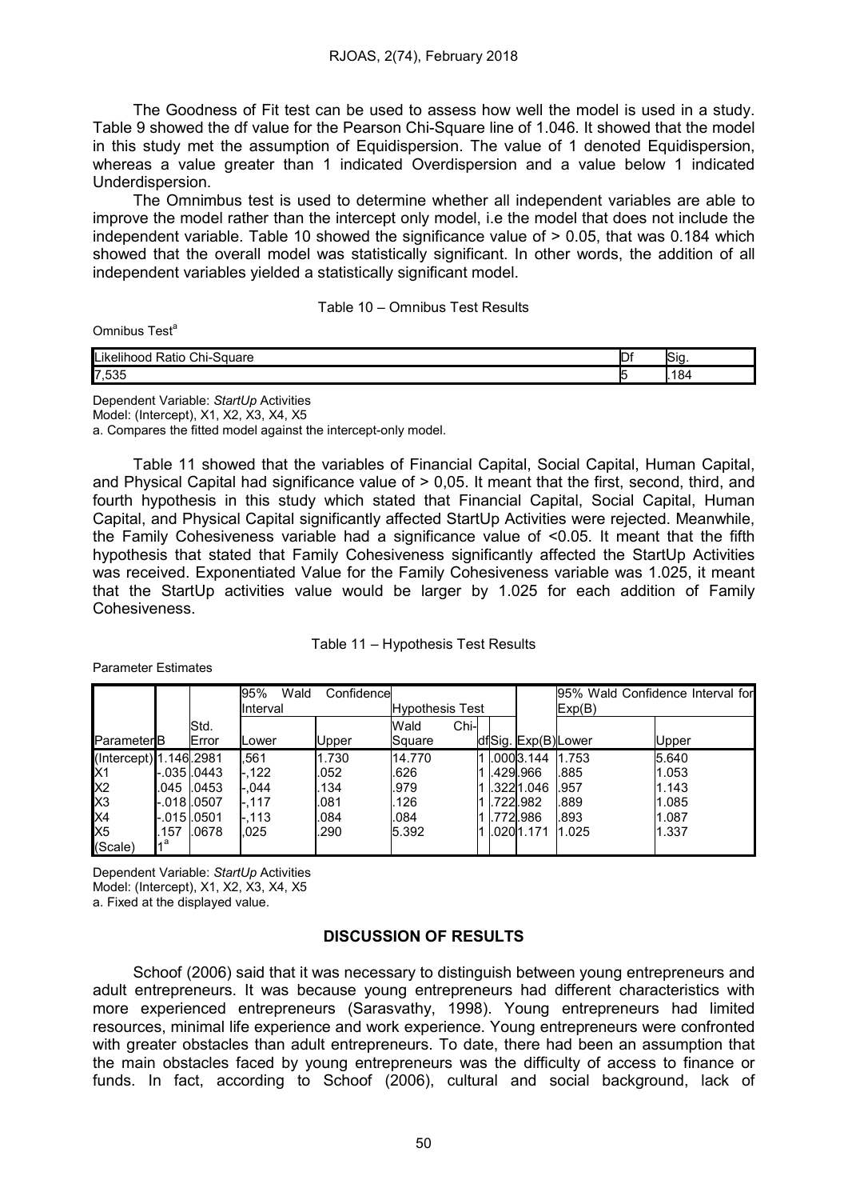The Goodness of Fit test can be used to assess how well the model is used in a study. Table 9 showed the df value for the Pearson Chi-Square line of 1.046. It showed that the model in this study met the assumption of Equidispersion. The value of 1 denoted Equidispersion, whereas a value greater than 1 indicated Overdispersion and a value below 1 indicated Underdispersion.

The Omnimbus test is used to determine whether all independent variables are able to improve the model rather than the intercept only model, i.e the model that does not include the independent variable. Table 10 showed the significance value of > 0.05, that was 0.184 which showed that the overall model was statistically significant. In other words, the addition of all independent variables yielded a statistically significant model.

Table 10 – Omnibus Test Results

Omnibus Test[a]

| Likelihood Ratio Chi-Square | Df | Sig. |
|---|---|---|
| 7,535 | 5 | .184 |

Dependent Variable: *StartUp* Activities
Model: (Intercept), X1, X2, X3, X4, X5
a. Compares the fitted model against the intercept-only model.

Table 11 showed that the variables of Financial Capital, Social Capital, Human Capital, and Physical Capital had significance value of > 0,05. It meant that the first, second, third, and fourth hypothesis in this study which stated that Financial Capital, Social Capital, Human Capital, and Physical Capital significantly affected StartUp Activities were rejected. Meanwhile, the Family Cohesiveness variable had a significance value of <0.05. It meant that the fifth hypothesis that stated that Family Cohesiveness significantly affected the StartUp Activities was received. Exponentiated Value for the Family Cohesiveness variable was 1.025, it meant that the StartUp activities value would be larger by 1.025 for each addition of Family Cohesiveness.

Table 11 – Hypothesis Test Results

Parameter Estimates

| Parameter | B | Std. Error | 95% Wald Confidence Interval | | Hypothesis Test | | | Exp(B) | 95% Wald Confidence Interval for Exp(B) | |
|---|---|---|---|---|---|---|---|---|---|---|
| | | | Lower | Upper | Wald Chi-Square | df | Sig. | | Lower | Upper |
| (Intercept) | 1.146 | .2981 | ,561 | 1.730 | 14.770 | 1 | .000 | 3.144 | 1.753 | 5.640 |
| X1 | -.035 | .0443 | -,122 | .052 | .626 | 1 | .429 | .966 | .885 | 1.053 |
| X2 | .045 | .0453 | -,044 | .134 | .979 | 1 | .322 | 1.046 | .957 | 1.143 |
| X3 | -.018 | .0507 | -,117 | .081 | .126 | 1 | .722 | .982 | .889 | 1.085 |
| X4 | -.015 | .0501 | -,113 | .084 | .084 | 1 | .772 | .986 | .893 | 1.087 |
| X5 | .157 | .0678 | ,025 | .290 | 5.392 | 1 | .020 | 1.171 | 1.025 | 1.337 |
| (Scale) | 1[a] | | | | | | | | | |

Dependent Variable: *StartUp* Activities
Model: (Intercept), X1, X2, X3, X4, X5
a. Fixed at the displayed value.

## DISCUSSION OF RESULTS

Schoof (2006) said that it was necessary to distinguish between young entrepreneurs and adult entrepreneurs. It was because young entrepreneurs had different characteristics with more experienced entrepreneurs (Sarasvathy, 1998). Young entrepreneurs had limited resources, minimal life experience and work experience. Young entrepreneurs were confronted with greater obstacles than adult entrepreneurs. To date, there had been an assumption that the main obstacles faced by young entrepreneurs was the difficulty of access to finance or funds. In fact, according to Schoof (2006), cultural and social background, lack of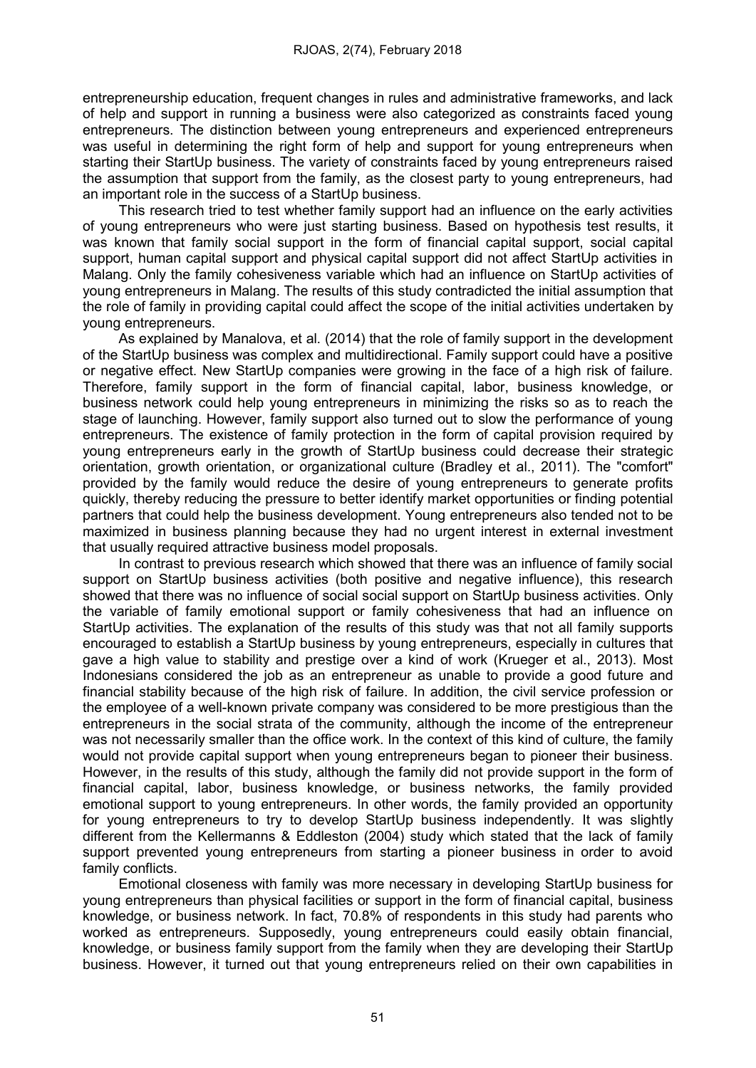entrepreneurship education, frequent changes in rules and administrative frameworks, and lack of help and support in running a business were also categorized as constraints faced young entrepreneurs. The distinction between young entrepreneurs and experienced entrepreneurs was useful in determining the right form of help and support for young entrepreneurs when starting their StartUp business. The variety of constraints faced by young entrepreneurs raised the assumption that support from the family, as the closest party to young entrepreneurs, had an important role in the success of a StartUp business.

This research tried to test whether family support had an influence on the early activities of young entrepreneurs who were just starting business. Based on hypothesis test results, it was known that family social support in the form of financial capital support, social capital support, human capital support and physical capital support did not affect StartUp activities in Malang. Only the family cohesiveness variable which had an influence on StartUp activities of young entrepreneurs in Malang. The results of this study contradicted the initial assumption that the role of family in providing capital could affect the scope of the initial activities undertaken by young entrepreneurs.

As explained by Manalova, et al. (2014) that the role of family support in the development of the StartUp business was complex and multidirectional. Family support could have a positive or negative effect. New StartUp companies were growing in the face of a high risk of failure. Therefore, family support in the form of financial capital, labor, business knowledge, or business network could help young entrepreneurs in minimizing the risks so as to reach the stage of launching. However, family support also turned out to slow the performance of young entrepreneurs. The existence of family protection in the form of capital provision required by young entrepreneurs early in the growth of StartUp business could decrease their strategic orientation, growth orientation, or organizational culture (Bradley et al., 2011). The "comfort" provided by the family would reduce the desire of young entrepreneurs to generate profits quickly, thereby reducing the pressure to better identify market opportunities or finding potential partners that could help the business development. Young entrepreneurs also tended not to be maximized in business planning because they had no urgent interest in external investment that usually required attractive business model proposals.

In contrast to previous research which showed that there was an influence of family social support on StartUp business activities (both positive and negative influence), this research showed that there was no influence of social social support on StartUp business activities. Only the variable of family emotional support or family cohesiveness that had an influence on StartUp activities. The explanation of the results of this study was that not all family supports encouraged to establish a StartUp business by young entrepreneurs, especially in cultures that gave a high value to stability and prestige over a kind of work (Krueger et al., 2013). Most Indonesians considered the job as an entrepreneur as unable to provide a good future and financial stability because of the high risk of failure. In addition, the civil service profession or the employee of a well-known private company was considered to be more prestigious than the entrepreneurs in the social strata of the community, although the income of the entrepreneur was not necessarily smaller than the office work. In the context of this kind of culture, the family would not provide capital support when young entrepreneurs began to pioneer their business. However, in the results of this study, although the family did not provide support in the form of financial capital, labor, business knowledge, or business networks, the family provided emotional support to young entrepreneurs. In other words, the family provided an opportunity for young entrepreneurs to try to develop StartUp business independently. It was slightly different from the Kellermanns & Eddleston (2004) study which stated that the lack of family support prevented young entrepreneurs from starting a pioneer business in order to avoid family conflicts.

Emotional closeness with family was more necessary in developing StartUp business for young entrepreneurs than physical facilities or support in the form of financial capital, business knowledge, or business network. In fact, 70.8% of respondents in this study had parents who worked as entrepreneurs. Supposedly, young entrepreneurs could easily obtain financial, knowledge, or business family support from the family when they are developing their StartUp business. However, it turned out that young entrepreneurs relied on their own capabilities in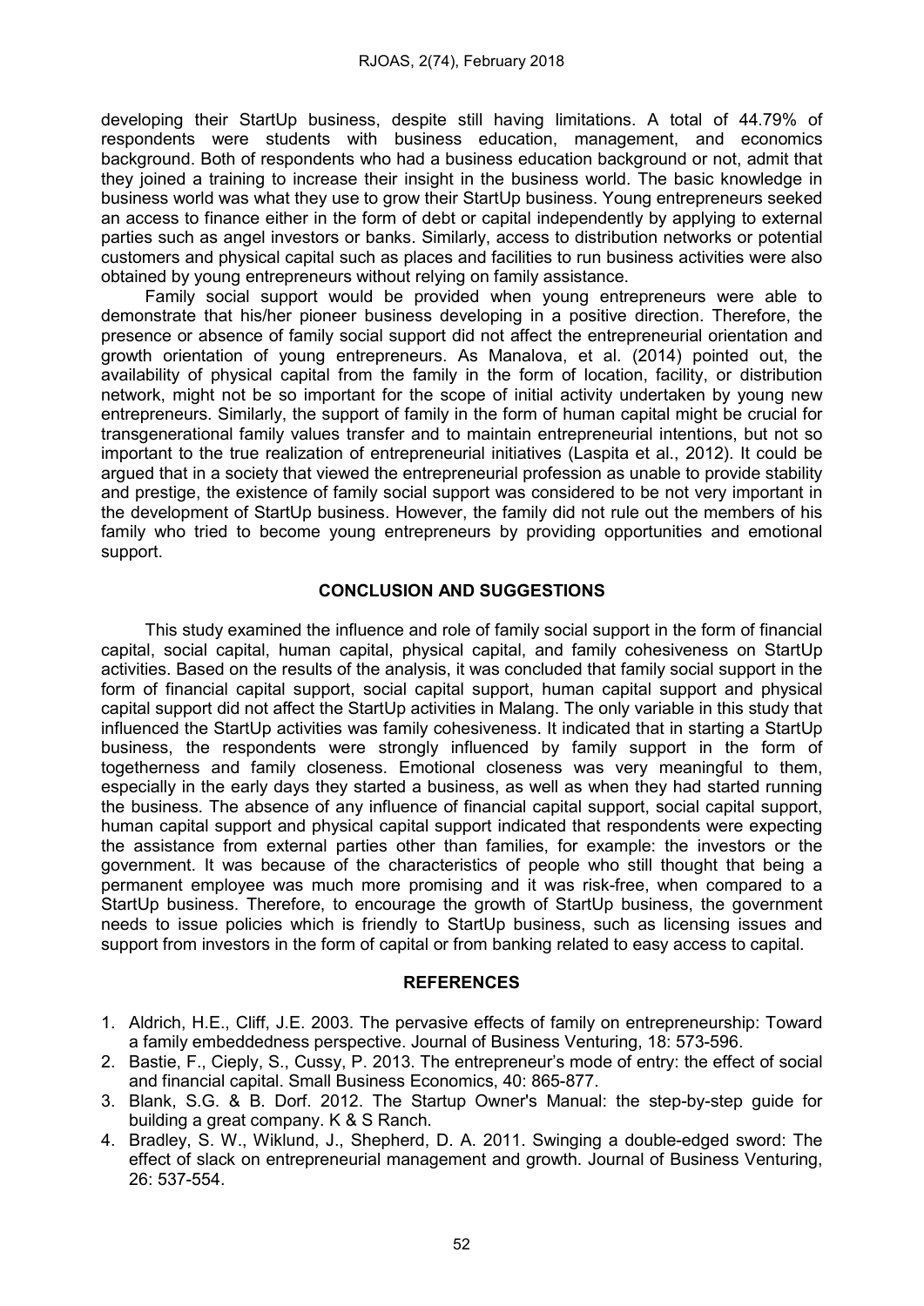developing their StartUp business, despite still having limitations. A total of 44.79% of respondents were students with business education, management, and economics background. Both of respondents who had a business education background or not, admit that they joined a training to increase their insight in the business world. The basic knowledge in business world was what they use to grow their StartUp business. Young entrepreneurs seeked an access to finance either in the form of debt or capital independently by applying to external parties such as angel investors or banks. Similarly, access to distribution networks or potential customers and physical capital such as places and facilities to run business activities were also obtained by young entrepreneurs without relying on family assistance.

Family social support would be provided when young entrepreneurs were able to demonstrate that his/her pioneer business developing in a positive direction. Therefore, the presence or absence of family social support did not affect the entrepreneurial orientation and growth orientation of young entrepreneurs. As Manalova, et al. (2014) pointed out, the availability of physical capital from the family in the form of location, facility, or distribution network, might not be so important for the scope of initial activity undertaken by young new entrepreneurs. Similarly, the support of family in the form of human capital might be crucial for transgenerational family values transfer and to maintain entrepreneurial intentions, but not so important to the true realization of entrepreneurial initiatives (Laspita et al., 2012). It could be argued that in a society that viewed the entrepreneurial profession as unable to provide stability and prestige, the existence of family social support was considered to be not very important in the development of StartUp business. However, the family did not rule out the members of his family who tried to become young entrepreneurs by providing opportunities and emotional support.

## CONCLUSION AND SUGGESTIONS

This study examined the influence and role of family social support in the form of financial capital, social capital, human capital, physical capital, and family cohesiveness on StartUp activities. Based on the results of the analysis, it was concluded that family social support in the form of financial capital support, social capital support, human capital support and physical capital support did not affect the StartUp activities in Malang. The only variable in this study that influenced the StartUp activities was family cohesiveness. It indicated that in starting a StartUp business, the respondents were strongly influenced by family support in the form of togetherness and family closeness. Emotional closeness was very meaningful to them, especially in the early days they started a business, as well as when they had started running the business. The absence of any influence of financial capital support, social capital support, human capital support and physical capital support indicated that respondents were expecting the assistance from external parties other than families, for example: the investors or the government. It was because of the characteristics of people who still thought that being a permanent employee was much more promising and it was risk-free, when compared to a StartUp business. Therefore, to encourage the growth of StartUp business, the government needs to issue policies which is friendly to StartUp business, such as licensing issues and support from investors in the form of capital or from banking related to easy access to capital.

## REFERENCES

1. Aldrich, H.E., Cliff, J.E. 2003. The pervasive effects of family on entrepreneurship: Toward a family embeddedness perspective. Journal of Business Venturing, 18: 573-596.
2. Bastie, F., Cieply, S., Cussy, P. 2013. The entrepreneur's mode of entry: the effect of social and financial capital. Small Business Economics, 40: 865-877.
3. Blank, S.G. & B. Dorf. 2012. The Startup Owner's Manual: the step-by-step guide for building a great company. K & S Ranch.
4. Bradley, S. W., Wiklund, J., Shepherd, D. A. 2011. Swinging a double-edged sword: The effect of slack on entrepreneurial management and growth. Journal of Business Venturing, 26: 537-554.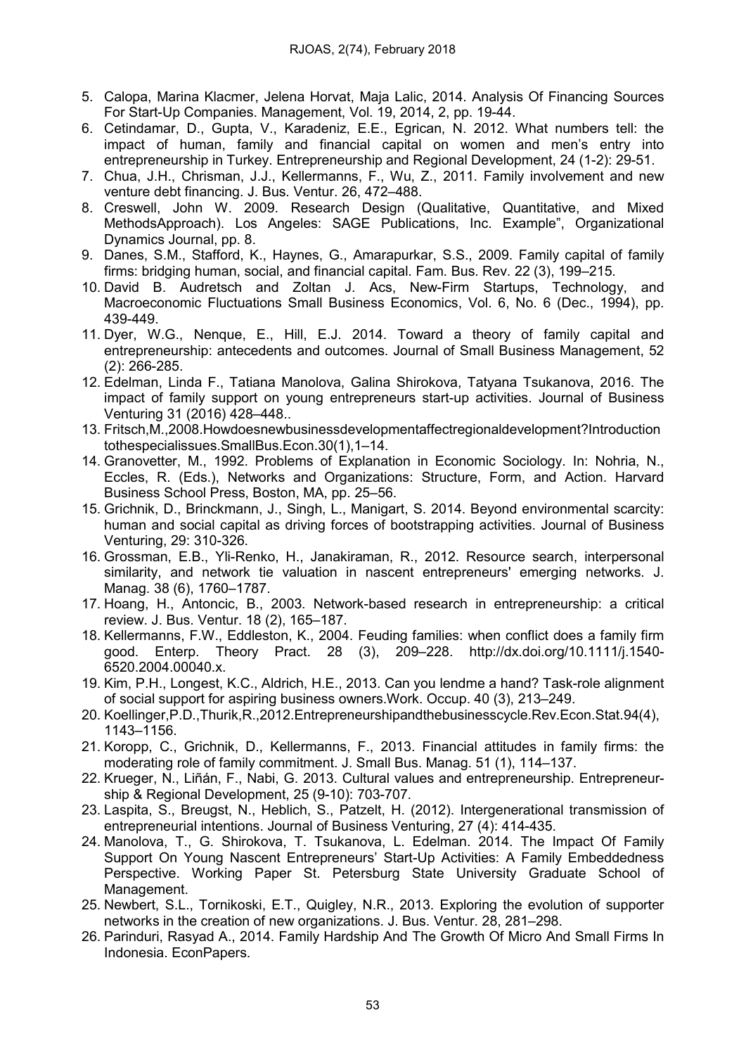5. Calopa, Marina Klacmer, Jelena Horvat, Maja Lalic, 2014. Analysis Of Financing Sources For Start-Up Companies. Management, Vol. 19, 2014, 2, pp. 19-44.
6. Cetindamar, D., Gupta, V., Karadeniz, E.E., Egrican, N. 2012. What numbers tell: the impact of human, family and financial capital on women and men's entry into entrepreneurship in Turkey. Entrepreneurship and Regional Development, 24 (1-2): 29-51.
7. Chua, J.H., Chrisman, J.J., Kellermanns, F., Wu, Z., 2011. Family involvement and new venture debt financing. J. Bus. Ventur. 26, 472–488.
8. Creswell, John W. 2009. Research Design (Qualitative, Quantitative, and Mixed MethodsApproach). Los Angeles: SAGE Publications, Inc. Example", Organizational Dynamics Journal, pp. 8.
9. Danes, S.M., Stafford, K., Haynes, G., Amarapurkar, S.S., 2009. Family capital of family firms: bridging human, social, and financial capital. Fam. Bus. Rev. 22 (3), 199–215.
10. David B. Audretsch and Zoltan J. Acs, New-Firm Startups, Technology, and Macroeconomic Fluctuations Small Business Economics, Vol. 6, No. 6 (Dec., 1994), pp. 439-449.
11. Dyer, W.G., Nenque, E., Hill, E.J. 2014. Toward a theory of family capital and entrepreneurship: antecedents and outcomes. Journal of Small Business Management, 52 (2): 266-285.
12. Edelman, Linda F., Tatiana Manolova, Galina Shirokova, Tatyana Tsukanova, 2016. The impact of family support on young entrepreneurs start-up activities. Journal of Business Venturing 31 (2016) 428–448..
13. Fritsch,M.,2008.Howdoesnewbusinessdevelopmentaffectregionaldevelopment?Introductiontothespecialissues.SmallBus.Econ.30(1),1–14.
14. Granovetter, M., 1992. Problems of Explanation in Economic Sociology. In: Nohria, N., Eccles, R. (Eds.), Networks and Organizations: Structure, Form, and Action. Harvard Business School Press, Boston, MA, pp. 25–56.
15. Grichnik, D., Brinckmann, J., Singh, L., Manigart, S. 2014. Beyond environmental scarcity: human and social capital as driving forces of bootstrapping activities. Journal of Business Venturing, 29: 310-326.
16. Grossman, E.B., Yli-Renko, H., Janakiraman, R., 2012. Resource search, interpersonal similarity, and network tie valuation in nascent entrepreneurs' emerging networks. J. Manag. 38 (6), 1760–1787.
17. Hoang, H., Antoncic, B., 2003. Network-based research in entrepreneurship: a critical review. J. Bus. Ventur. 18 (2), 165–187.
18. Kellermanns, F.W., Eddleston, K., 2004. Feuding families: when conflict does a family firm good. Enterp. Theory Pract. 28 (3), 209–228. http://dx.doi.org/10.1111/j.1540-6520.2004.00040.x.
19. Kim, P.H., Longest, K.C., Aldrich, H.E., 2013. Can you lendme a hand? Task-role alignment of social support for aspiring business owners.Work. Occup. 40 (3), 213–249.
20. Koellinger,P.D.,Thurik,R.,2012.Entrepreneurshipandthebusinesscycle.Rev.Econ.Stat.94(4), 1143–1156.
21. Kopp, C., Grichnik, D., Kellermanns, F., 2013. Financial attitudes in family firms: the moderating role of family commitment. J. Small Bus. Manag. 51 (1), 114–137.
22. Krueger, N., Liñán, F., Nabi, G. 2013. Cultural values and entrepreneurship. Entrepreneurship & Regional Development, 25 (9-10): 703-707.
23. Laspita, S., Breugst, N., Heblich, S., Patzelt, H. (2012). Intergenerational transmission of entrepreneurial intentions. Journal of Business Venturing, 27 (4): 414-435.
24. Manolova, T., G. Shirokova, T. Tsukanova, L. Edelman. 2014. The Impact Of Family Support On Young Nascent Entrepreneurs' Start-Up Activities: A Family Embeddedness Perspective. Working Paper St. Petersburg State University Graduate School of Management.
25. Newbert, S.L., Tornikoski, E.T., Quigley, N.R., 2013. Exploring the evolution of supporter networks in the creation of new organizations. J. Bus. Ventur. 28, 281–298.
26. Parinduri, Rasyad A., 2014. Family Hardship And The Growth Of Micro And Small Firms In Indonesia. EconPapers.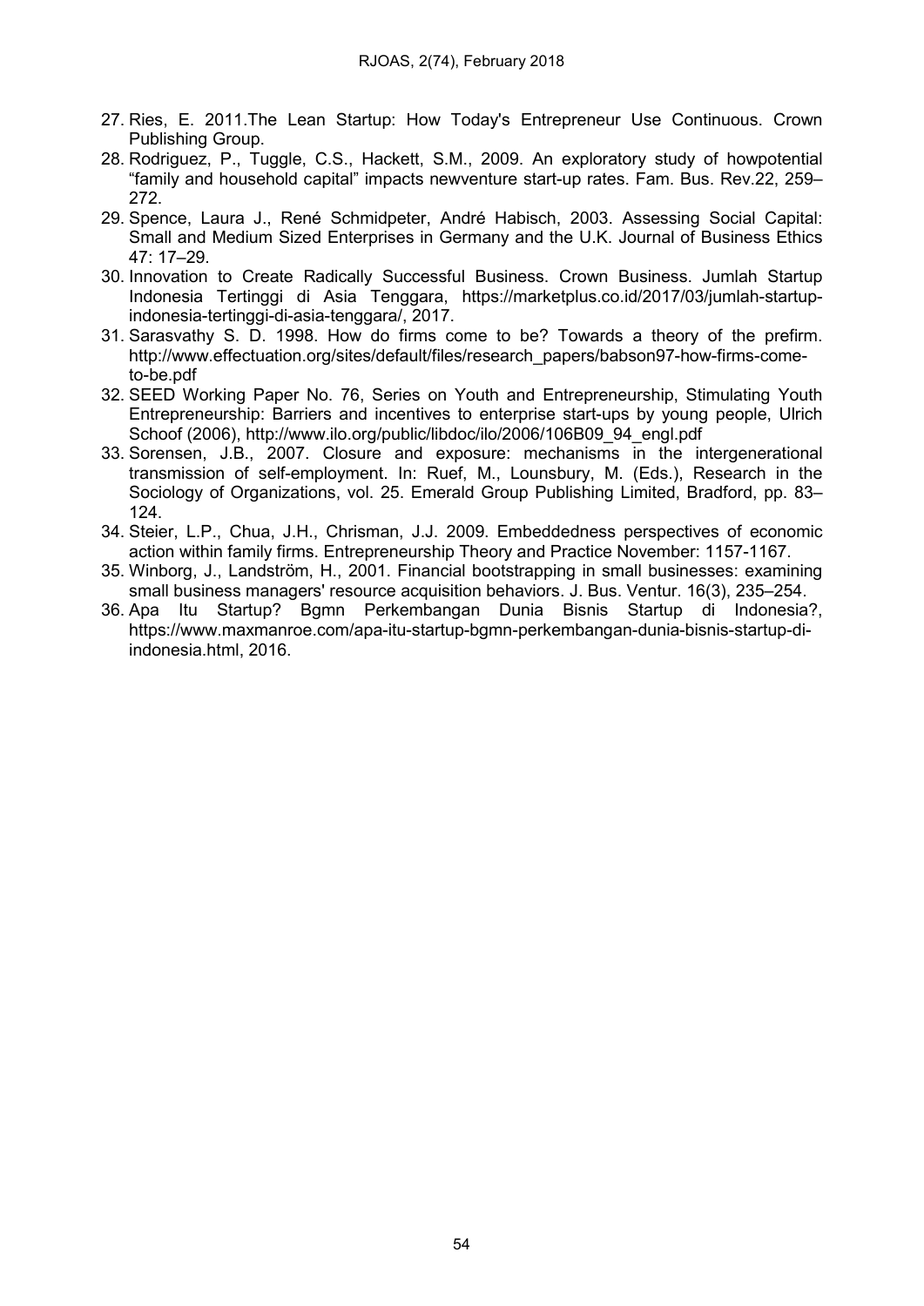27. Ries, E. 2011.The Lean Startup: How Today's Entrepreneur Use Continuous. Crown Publishing Group.
28. Rodriguez, P., Tuggle, C.S., Hackett, S.M., 2009. An exploratory study of howpotential “family and household capital” impacts newventure start-up rates. Fam. Bus. Rev.22, 259–272.
29. Spence, Laura J., René Schmidpeter, André Habisch, 2003. Assessing Social Capital: Small and Medium Sized Enterprises in Germany and the U.K. Journal of Business Ethics 47: 17–29.
30. Innovation to Create Radically Successful Business. Crown Business. Jumlah Startup Indonesia Tertinggi di Asia Tenggara, https://marketplus.co.id/2017/03/jumlah-startup-indonesia-tertinggi-di-asia-tenggara/, 2017.
31. Sarasvathy S. D. 1998. How do firms come to be? Towards a theory of the prefirm. http://www.effectuation.org/sites/default/files/research_papers/babson97-how-firms-come-to-be.pdf
32. SEED Working Paper No. 76, Series on Youth and Entrepreneurship, Stimulating Youth Entrepreneurship: Barriers and incentives to enterprise start-ups by young people, Ulrich Schoof (2006), http://www.ilo.org/public/libdoc/ilo/2006/106B09_94_engl.pdf
33. Sorensen, J.B., 2007. Closure and exposure: mechanisms in the intergenerational transmission of self-employment. In: Ruef, M., Lounsbury, M. (Eds.), Research in the Sociology of Organizations, vol. 25. Emerald Group Publishing Limited, Bradford, pp. 83–124.
34. Steier, L.P., Chua, J.H., Chrisman, J.J. 2009. Embeddedness perspectives of economic action within family firms. Entrepreneurship Theory and Practice November: 1157-1167.
35. Winborg, J., Landström, H., 2001. Financial bootstrapping in small businesses: examining small business managers' resource acquisition behaviors. J. Bus. Ventur. 16(3), 235–254.
36. Apa Itu Startup? Bgmn Perkembangan Dunia Bisnis Startup di Indonesia?, https://www.maxmanroe.com/apa-itu-startup-bgmn-perkembangan-dunia-bisnis-startup-di-indonesia.html, 2016.